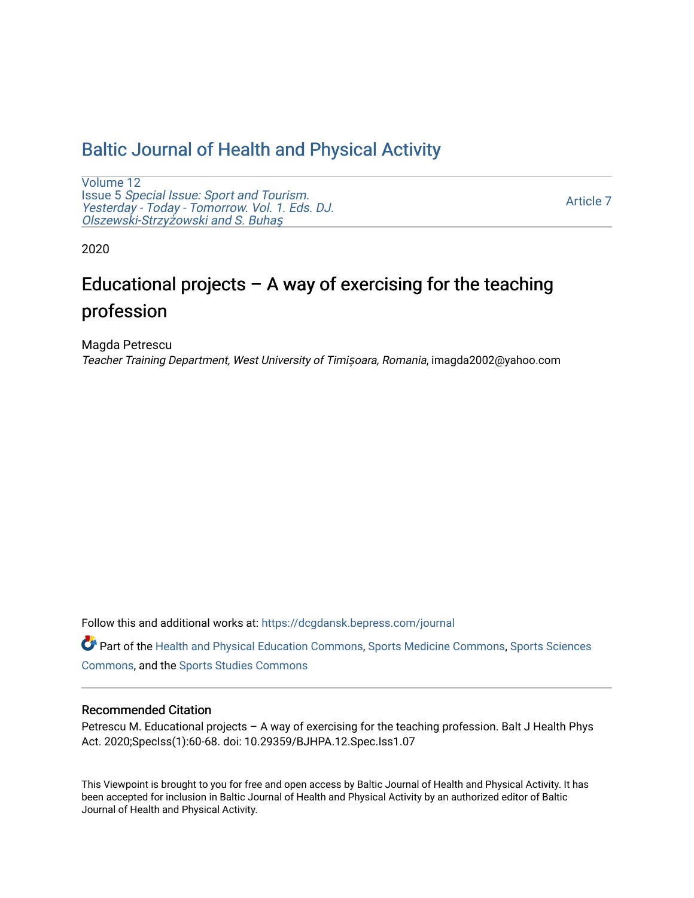# Baltic Journal of Health and Physical Activity

Volume 12
Issue 5 *Special Issue: Sport and Tourism. Yesterday - Today - Tomorrow. Vol. 1. Eds. DJ. Olszewski-Strzyżowski and S. Buhaş*

Article 7

2020

## Educational projects – A way of exercising for the teaching profession

Magda Petrescu
*Teacher Training Department, West University of Timișoara, Romania*, imagda2002@yahoo.com

Follow this and additional works at: https://dcgdansk.bepress.com/journal

Part of the Health and Physical Education Commons, Sports Medicine Commons, Sports Sciences Commons, and the Sports Studies Commons

### Recommended Citation

Petrescu M. Educational projects – A way of exercising for the teaching profession. Balt J Health Phys Act. 2020;SpecIss(1):60-68. doi: 10.29359/BJHPA.12.Spec.Iss1.07

This Viewpoint is brought to you for free and open access by Baltic Journal of Health and Physical Activity. It has been accepted for inclusion in Baltic Journal of Health and Physical Activity by an authorized editor of Baltic Journal of Health and Physical Activity.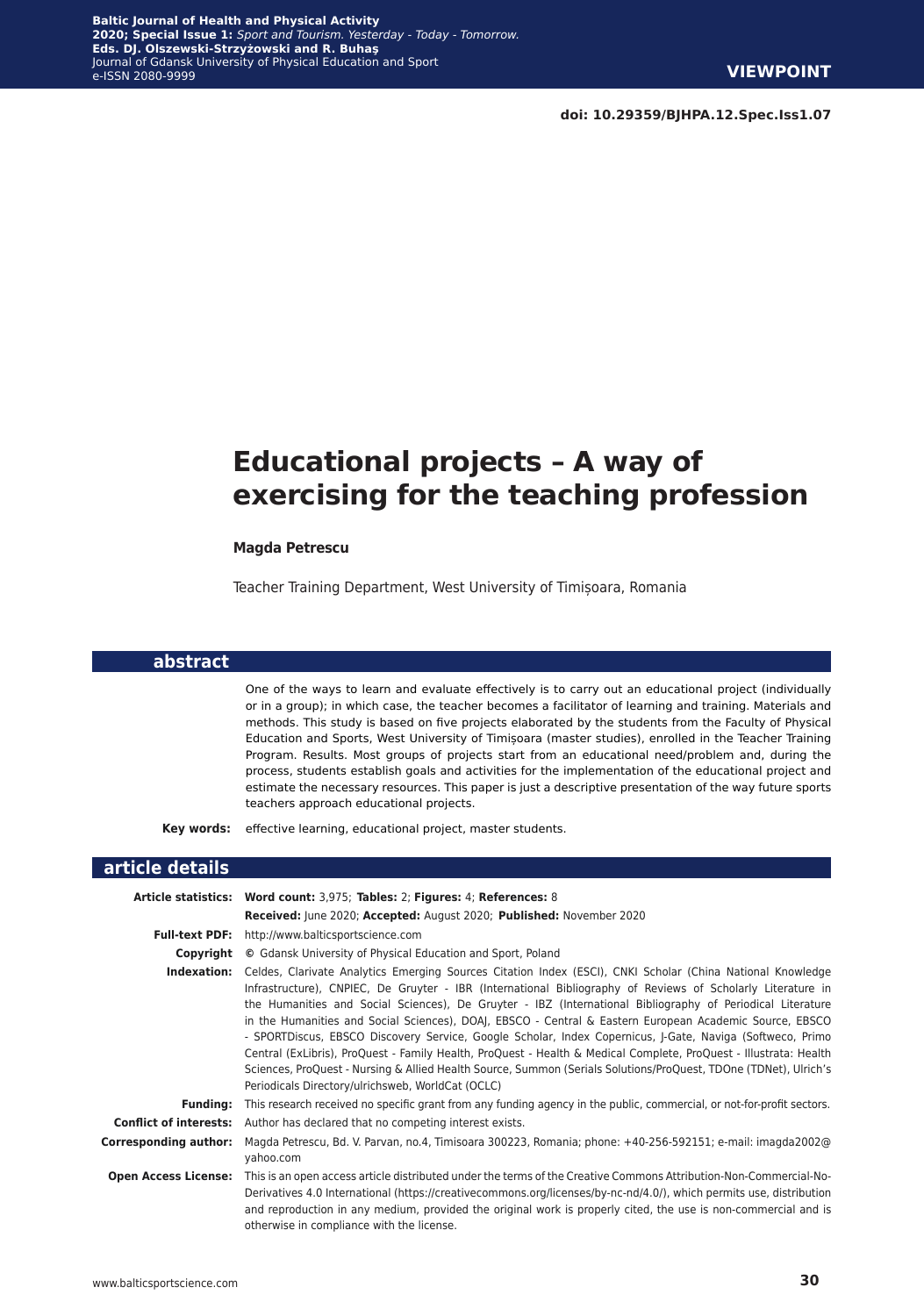**VIEWPOINT**

**doi: 10.29359/BJHPA.12.Spec.Iss1.07**

# Educational projects – A way of exercising for the teaching profession

**Magda Petrescu**

Teacher Training Department, West University of Timișoara, Romania

## abstract

One of the ways to learn and evaluate effectively is to carry out an educational project (individually or in a group); in which case, the teacher becomes a facilitator of learning and training. Materials and methods. This study is based on five projects elaborated by the students from the Faculty of Physical Education and Sports, West University of Timișoara (master studies), enrolled in the Teacher Training Program. Results. Most groups of projects start from an educational need/problem and, during the process, students establish goals and activities for the implementation of the educational project and estimate the necessary resources. This paper is just a descriptive presentation of the way future sports teachers approach educational projects.

**Key words:** effective learning, educational project, master students.

## article details

**Article statistics:** **Word count:** 3,975; **Tables:** 2; **Figures:** 4; **References:** 8
**Received:** June 2020; **Accepted:** August 2020; **Published:** November 2020

**Full-text PDF:** http://www.balticsportscience.com

**Copyright** © Gdansk University of Physical Education and Sport, Poland

**Indexation:** Celdes, Clarivate Analytics Emerging Sources Citation Index (ESCI), CNKI Scholar (China National Knowledge Infrastructure), CNPIEC, De Gruyter - IBR (International Bibliography of Reviews of Scholarly Literature in the Humanities and Social Sciences), De Gruyter - IBZ (International Bibliography of Periodical Literature in the Humanities and Social Sciences), DOAJ, EBSCO - Central & Eastern European Academic Source, EBSCO - SPORTDiscus, EBSCO Discovery Service, Google Scholar, Index Copernicus, J-Gate, Naviga (Softweco, Primo Central (ExLibris), ProQuest - Family Health, ProQuest - Health & Medical Complete, ProQuest - Illustrata: Health Sciences, ProQuest - Nursing & Allied Health Source, Summon (Serials Solutions/ProQuest, TDOne (TDNet), Ulrich's Periodicals Directory/ulrichsweb, WorldCat (OCLC)

**Funding:** This research received no specific grant from any funding agency in the public, commercial, or not-for-profit sectors.

**Conflict of interests:** Author has declared that no competing interest exists.

**Corresponding author:** Magda Petrescu, Bd. V. Parvan, no.4, Timisoara 300223, Romania; phone: +40-256-592151; e-mail: imagda2002@yahoo.com

**Open Access License:** This is an open access article distributed under the terms of the Creative Commons Attribution-Non-Commercial-No-Derivatives 4.0 International (https://creativecommons.org/licenses/by-nc-nd/4.0/), which permits use, distribution and reproduction in any medium, provided the original work is properly cited, the use is non-commercial and is otherwise in compliance with the license.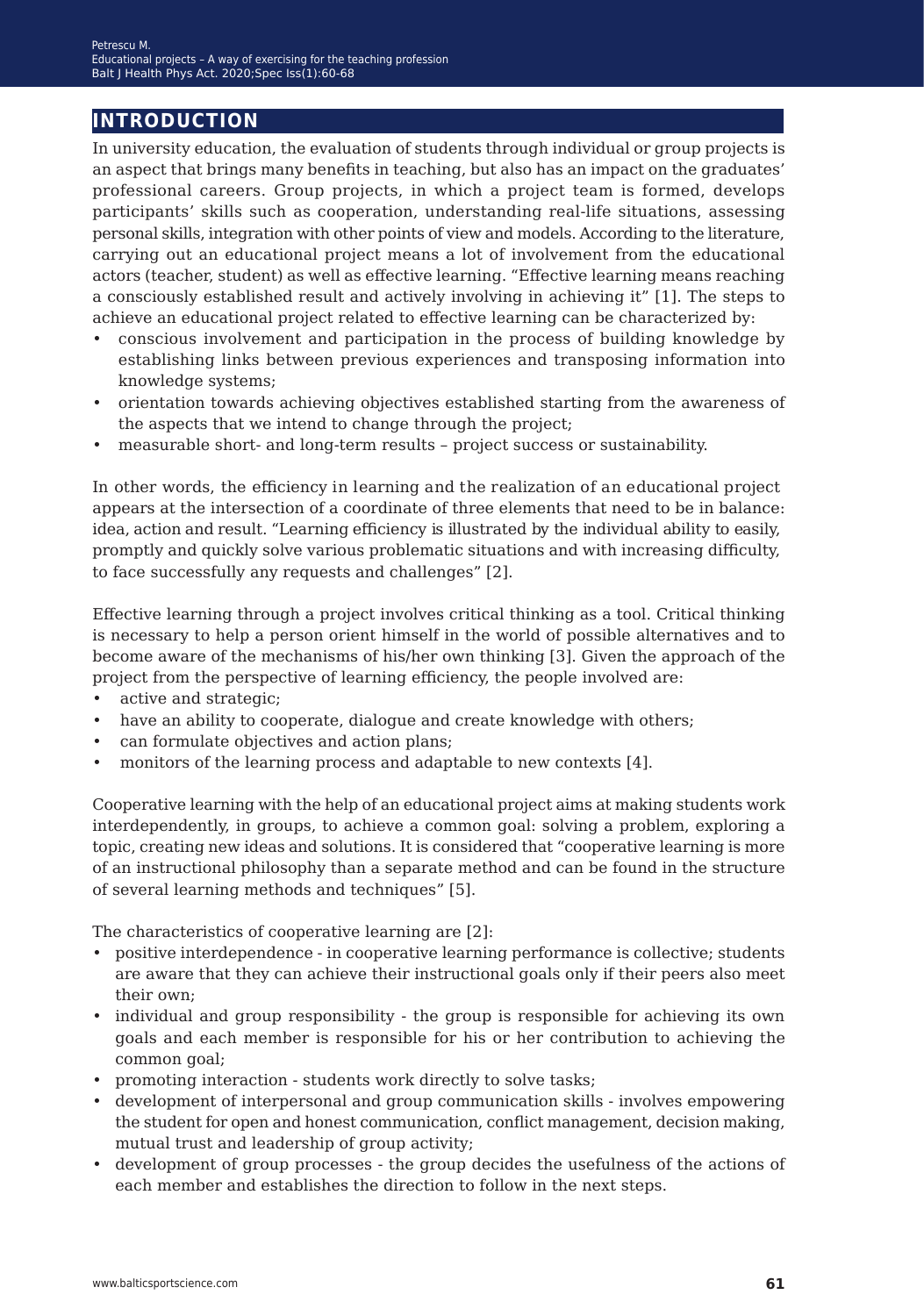## INTRODUCTION

In university education, the evaluation of students through individual or group projects is an aspect that brings many benefits in teaching, but also has an impact on the graduates' professional careers. Group projects, in which a project team is formed, develops participants' skills such as cooperation, understanding real-life situations, assessing personal skills, integration with other points of view and models. According to the literature, carrying out an educational project means a lot of involvement from the educational actors (teacher, student) as well as effective learning. "Effective learning means reaching a consciously established result and actively involving in achieving it" [1]. The steps to achieve an educational project related to effective learning can be characterized by:

- conscious involvement and participation in the process of building knowledge by establishing links between previous experiences and transposing information into knowledge systems;
- orientation towards achieving objectives established starting from the awareness of the aspects that we intend to change through the project;
- measurable short- and long-term results – project success or sustainability.

In other words, the efficiency in learning and the realization of an educational project appears at the intersection of a coordinate of three elements that need to be in balance: idea, action and result. "Learning efficiency is illustrated by the individual ability to easily, promptly and quickly solve various problematic situations and with increasing difficulty, to face successfully any requests and challenges" [2].

Effective learning through a project involves critical thinking as a tool. Critical thinking is necessary to help a person orient himself in the world of possible alternatives and to become aware of the mechanisms of his/her own thinking [3]. Given the approach of the project from the perspective of learning efficiency, the people involved are:

- active and strategic;
- have an ability to cooperate, dialogue and create knowledge with others;
- can formulate objectives and action plans;
- monitors of the learning process and adaptable to new contexts [4].

Cooperative learning with the help of an educational project aims at making students work interdependently, in groups, to achieve a common goal: solving a problem, exploring a topic, creating new ideas and solutions. It is considered that "cooperative learning is more of an instructional philosophy than a separate method and can be found in the structure of several learning methods and techniques" [5].

The characteristics of cooperative learning are [2]:

- positive interdependence - in cooperative learning performance is collective; students are aware that they can achieve their instructional goals only if their peers also meet their own;
- individual and group responsibility - the group is responsible for achieving its own goals and each member is responsible for his or her contribution to achieving the common goal;
- promoting interaction - students work directly to solve tasks;
- development of interpersonal and group communication skills - involves empowering the student for open and honest communication, conflict management, decision making, mutual trust and leadership of group activity;
- development of group processes - the group decides the usefulness of the actions of each member and establishes the direction to follow in the next steps.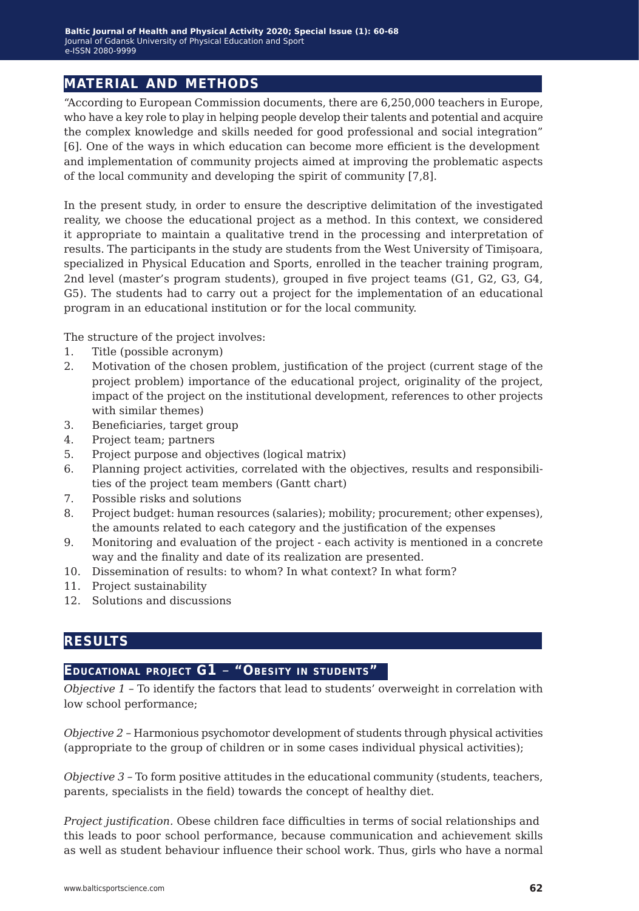## MATERIAL AND METHODS

"According to European Commission documents, there are 6,250,000 teachers in Europe, who have a key role to play in helping people develop their talents and potential and acquire the complex knowledge and skills needed for good professional and social integration" [6]. One of the ways in which education can become more efficient is the development and implementation of community projects aimed at improving the problematic aspects of the local community and developing the spirit of community [7,8].

In the present study, in order to ensure the descriptive delimitation of the investigated reality, we choose the educational project as a method. In this context, we considered it appropriate to maintain a qualitative trend in the processing and interpretation of results. The participants in the study are students from the West University of Timișoara, specialized in Physical Education and Sports, enrolled in the teacher training program, 2nd level (master's program students), grouped in five project teams (G1, G2, G3, G4, G5). The students had to carry out a project for the implementation of an educational program in an educational institution or for the local community.

The structure of the project involves:

1. Title (possible acronym)
2. Motivation of the chosen problem, justification of the project (current stage of the project problem) importance of the educational project, originality of the project, impact of the project on the institutional development, references to other projects with similar themes)
3. Beneficiaries, target group
4. Project team; partners
5. Project purpose and objectives (logical matrix)
6. Planning project activities, correlated with the objectives, results and responsibilities of the project team members (Gantt chart)
7. Possible risks and solutions
8. Project budget: human resources (salaries); mobility; procurement; other expenses), the amounts related to each category and the justification of the expenses
9. Monitoring and evaluation of the project - each activity is mentioned in a concrete way and the finality and date of its realization are presented.
10. Dissemination of results: to whom? In what context? In what form?
11. Project sustainability
12. Solutions and discussions

## RESULTS

### Educational project G1 – "Obesity in students"

*Objective 1* – To identify the factors that lead to students' overweight in correlation with low school performance;

*Objective 2* – Harmonious psychomotor development of students through physical activities (appropriate to the group of children or in some cases individual physical activities);

*Objective 3* – To form positive attitudes in the educational community (students, teachers, parents, specialists in the field) towards the concept of healthy diet.

*Project justification.* Obese children face difficulties in terms of social relationships and this leads to poor school performance, because communication and achievement skills as well as student behaviour influence their school work. Thus, girls who have a normal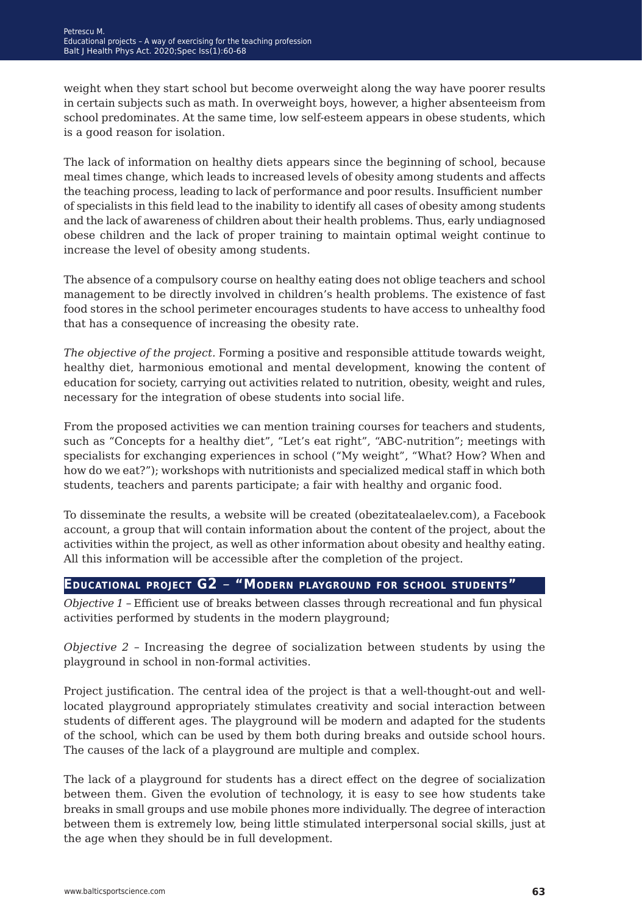weight when they start school but become overweight along the way have poorer results in certain subjects such as math. In overweight boys, however, a higher absenteeism from school predominates. At the same time, low self-esteem appears in obese students, which is a good reason for isolation.

The lack of information on healthy diets appears since the beginning of school, because meal times change, which leads to increased levels of obesity among students and affects the teaching process, leading to lack of performance and poor results. Insufficient number of specialists in this field lead to the inability to identify all cases of obesity among students and the lack of awareness of children about their health problems. Thus, early undiagnosed obese children and the lack of proper training to maintain optimal weight continue to increase the level of obesity among students.

The absence of a compulsory course on healthy eating does not oblige teachers and school management to be directly involved in children's health problems. The existence of fast food stores in the school perimeter encourages students to have access to unhealthy food that has a consequence of increasing the obesity rate.

*The objective of the project.* Forming a positive and responsible attitude towards weight, healthy diet, harmonious emotional and mental development, knowing the content of education for society, carrying out activities related to nutrition, obesity, weight and rules, necessary for the integration of obese students into social life.

From the proposed activities we can mention training courses for teachers and students, such as "Concepts for a healthy diet", "Let's eat right", "ABC-nutrition"; meetings with specialists for exchanging experiences in school ("My weight", "What? How? When and how do we eat?"); workshops with nutritionists and specialized medical staff in which both students, teachers and parents participate; a fair with healthy and organic food.

To disseminate the results, a website will be created (obezitatealaelev.com), a Facebook account, a group that will contain information about the content of the project, about the activities within the project, as well as other information about obesity and healthy eating. All this information will be accessible after the completion of the project.

## Educational project G2 – "Modern playground for school students"

*Objective 1* – Efficient use of breaks between classes through recreational and fun physical activities performed by students in the modern playground;

*Objective 2* – Increasing the degree of socialization between students by using the playground in school in non-formal activities.

Project justification. The central idea of the project is that a well-thought-out and well-located playground appropriately stimulates creativity and social interaction between students of different ages. The playground will be modern and adapted for the students of the school, which can be used by them both during breaks and outside school hours. The causes of the lack of a playground are multiple and complex.

The lack of a playground for students has a direct effect on the degree of socialization between them. Given the evolution of technology, it is easy to see how students take breaks in small groups and use mobile phones more individually. The degree of interaction between them is extremely low, being little stimulated interpersonal social skills, just at the age when they should be in full development.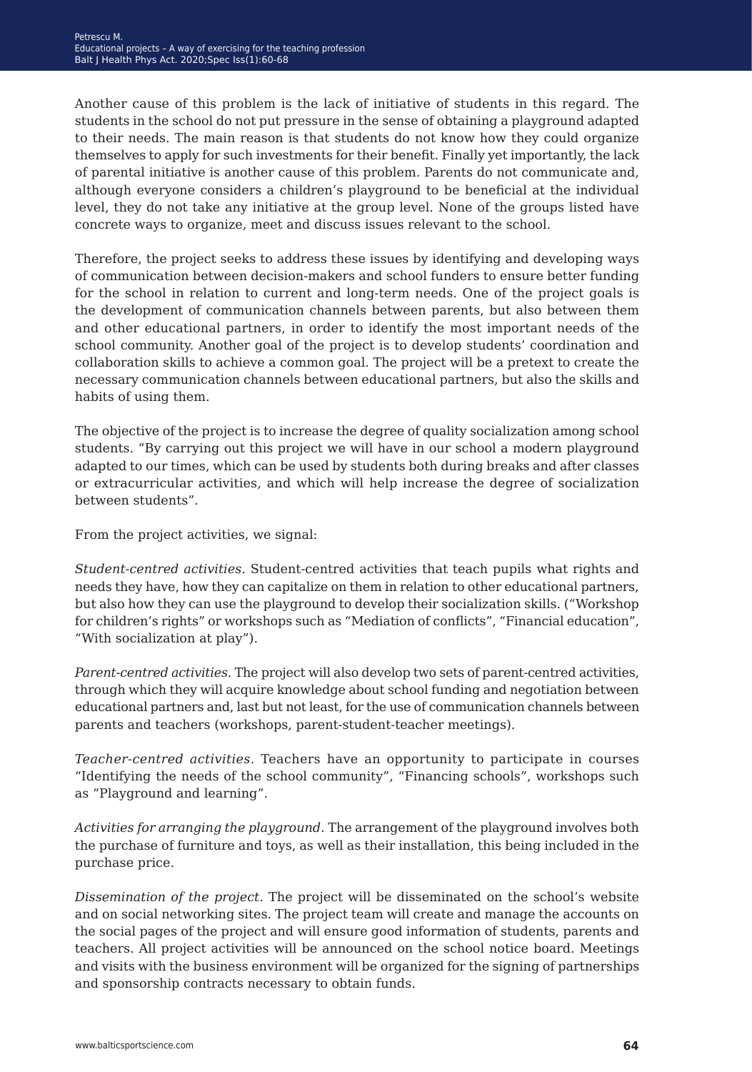Another cause of this problem is the lack of initiative of students in this regard. The students in the school do not put pressure in the sense of obtaining a playground adapted to their needs. The main reason is that students do not know how they could organize themselves to apply for such investments for their benefit. Finally yet importantly, the lack of parental initiative is another cause of this problem. Parents do not communicate and, although everyone considers a children's playground to be beneficial at the individual level, they do not take any initiative at the group level. None of the groups listed have concrete ways to organize, meet and discuss issues relevant to the school.

Therefore, the project seeks to address these issues by identifying and developing ways of communication between decision-makers and school funders to ensure better funding for the school in relation to current and long-term needs. One of the project goals is the development of communication channels between parents, but also between them and other educational partners, in order to identify the most important needs of the school community. Another goal of the project is to develop students' coordination and collaboration skills to achieve a common goal. The project will be a pretext to create the necessary communication channels between educational partners, but also the skills and habits of using them.

The objective of the project is to increase the degree of quality socialization among school students. "By carrying out this project we will have in our school a modern playground adapted to our times, which can be used by students both during breaks and after classes or extracurricular activities, and which will help increase the degree of socialization between students".

From the project activities, we signal:

*Student-centred activities.* Student-centred activities that teach pupils what rights and needs they have, how they can capitalize on them in relation to other educational partners, but also how they can use the playground to develop their socialization skills. ("Workshop for children's rights" or workshops such as "Mediation of conflicts", "Financial education", "With socialization at play").

*Parent-centred activities.* The project will also develop two sets of parent-centred activities, through which they will acquire knowledge about school funding and negotiation between educational partners and, last but not least, for the use of communication channels between parents and teachers (workshops, parent-student-teacher meetings).

*Teacher-centred activities.* Teachers have an opportunity to participate in courses "Identifying the needs of the school community", "Financing schools", workshops such as "Playground and learning".

*Activities for arranging the playground.* The arrangement of the playground involves both the purchase of furniture and toys, as well as their installation, this being included in the purchase price.

*Dissemination of the project.* The project will be disseminated on the school's website and on social networking sites. The project team will create and manage the accounts on the social pages of the project and will ensure good information of students, parents and teachers. All project activities will be announced on the school notice board. Meetings and visits with the business environment will be organized for the signing of partnerships and sponsorship contracts necessary to obtain funds.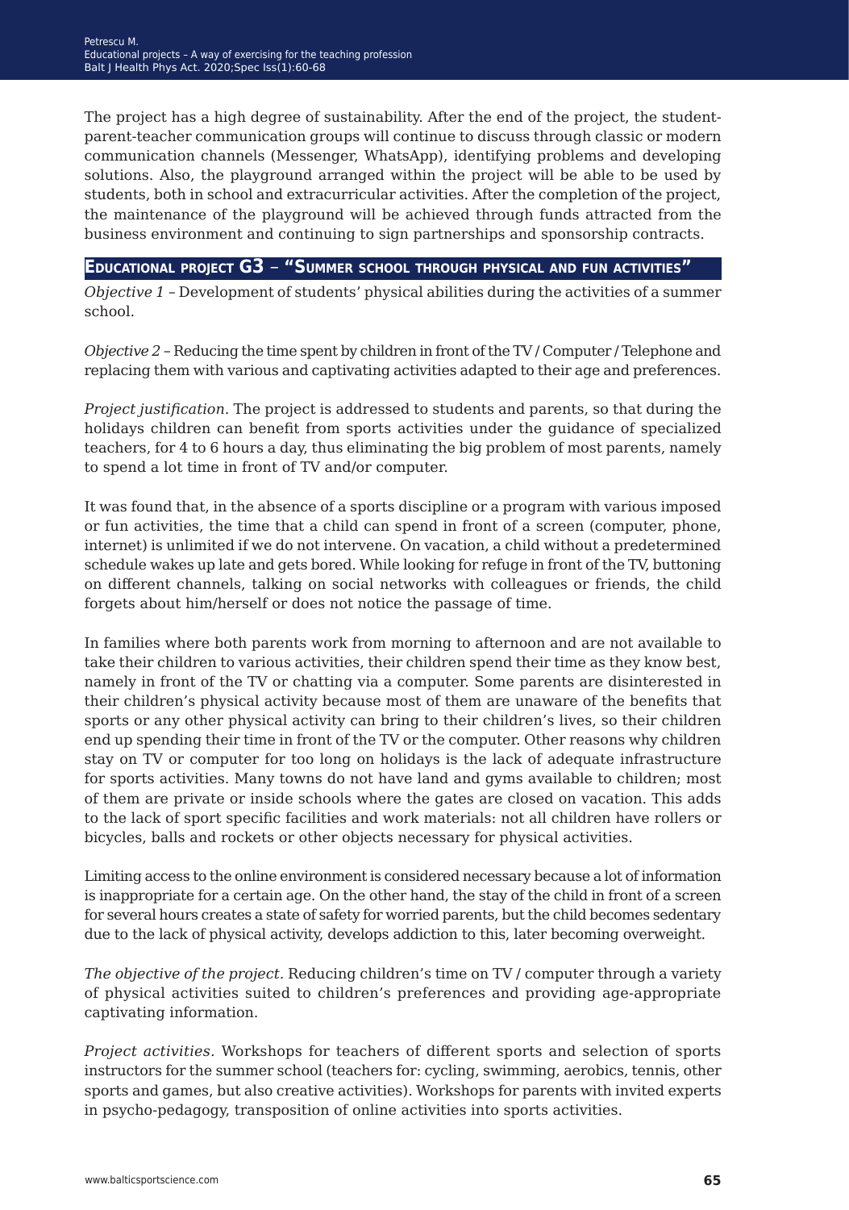The project has a high degree of sustainability. After the end of the project, the student-parent-teacher communication groups will continue to discuss through classic or modern communication channels (Messenger, WhatsApp), identifying problems and developing solutions. Also, the playground arranged within the project will be able to be used by students, both in school and extracurricular activities. After the completion of the project, the maintenance of the playground will be achieved through funds attracted from the business environment and continuing to sign partnerships and sponsorship contracts.

## Educational project G3 – "Summer school through physical and fun activities"

*Objective 1* – Development of students' physical abilities during the activities of a summer school.

*Objective 2* – Reducing the time spent by children in front of the TV / Computer / Telephone and replacing them with various and captivating activities adapted to their age and preferences.

*Project justification.* The project is addressed to students and parents, so that during the holidays children can benefit from sports activities under the guidance of specialized teachers, for 4 to 6 hours a day, thus eliminating the big problem of most parents, namely to spend a lot time in front of TV and/or computer.

It was found that, in the absence of a sports discipline or a program with various imposed or fun activities, the time that a child can spend in front of a screen (computer, phone, internet) is unlimited if we do not intervene. On vacation, a child without a predetermined schedule wakes up late and gets bored. While looking for refuge in front of the TV, buttoning on different channels, talking on social networks with colleagues or friends, the child forgets about him/herself or does not notice the passage of time.

In families where both parents work from morning to afternoon and are not available to take their children to various activities, their children spend their time as they know best, namely in front of the TV or chatting via a computer. Some parents are disinterested in their children's physical activity because most of them are unaware of the benefits that sports or any other physical activity can bring to their children's lives, so their children end up spending their time in front of the TV or the computer. Other reasons why children stay on TV or computer for too long on holidays is the lack of adequate infrastructure for sports activities. Many towns do not have land and gyms available to children; most of them are private or inside schools where the gates are closed on vacation. This adds to the lack of sport specific facilities and work materials: not all children have rollers or bicycles, balls and rockets or other objects necessary for physical activities.

Limiting access to the online environment is considered necessary because a lot of information is inappropriate for a certain age. On the other hand, the stay of the child in front of a screen for several hours creates a state of safety for worried parents, but the child becomes sedentary due to the lack of physical activity, develops addiction to this, later becoming overweight.

*The objective of the project.* Reducing children's time on TV / computer through a variety of physical activities suited to children's preferences and providing age-appropriate captivating information.

*Project activities.* Workshops for teachers of different sports and selection of sports instructors for the summer school (teachers for: cycling, swimming, aerobics, tennis, other sports and games, but also creative activities). Workshops for parents with invited experts in psycho-pedagogy, transposition of online activities into sports activities.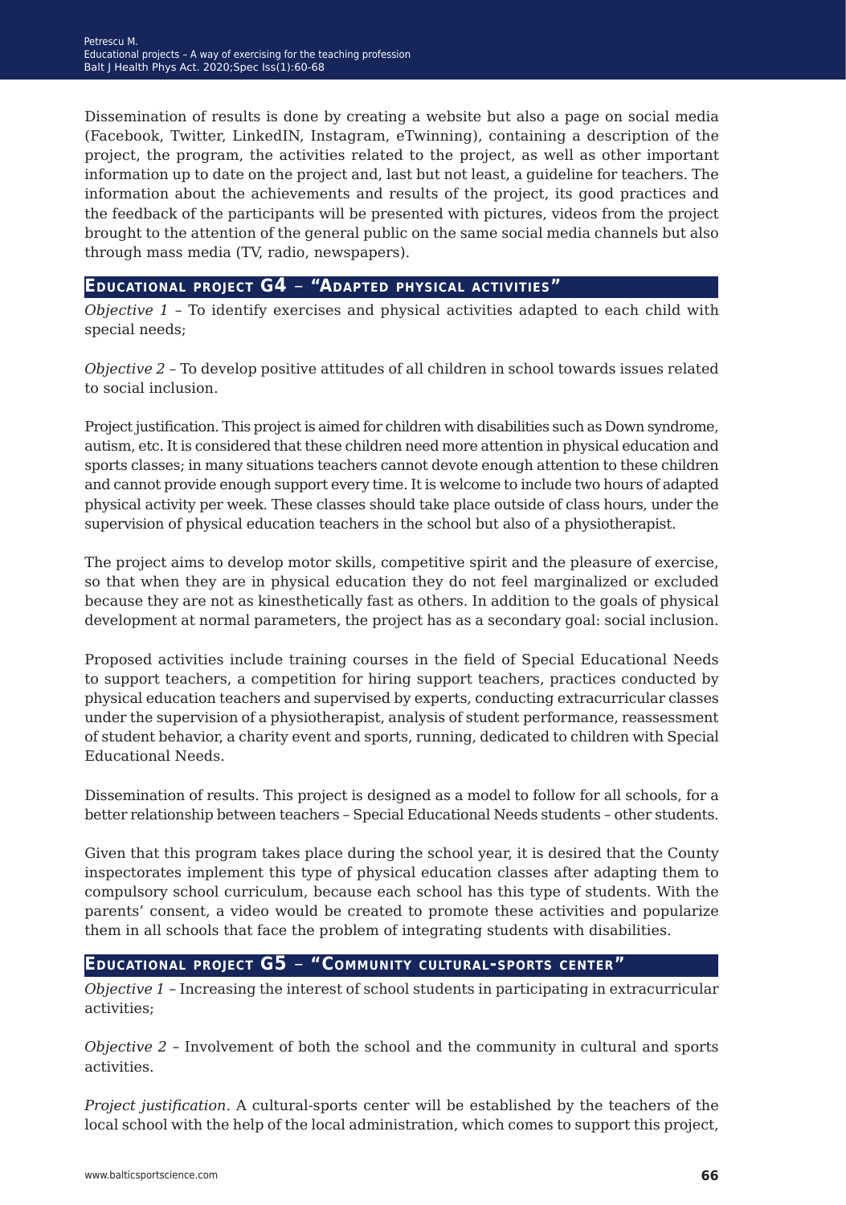Dissemination of results is done by creating a website but also a page on social media (Facebook, Twitter, LinkedIN, Instagram, eTwinning), containing a description of the project, the program, the activities related to the project, as well as other important information up to date on the project and, last but not least, a guideline for teachers. The information about the achievements and results of the project, its good practices and the feedback of the participants will be presented with pictures, videos from the project brought to the attention of the general public on the same social media channels but also through mass media (TV, radio, newspapers).

## Educational project G4 – "Adapted physical activities"

*Objective 1* – To identify exercises and physical activities adapted to each child with special needs;

*Objective 2* – To develop positive attitudes of all children in school towards issues related to social inclusion.

Project justification. This project is aimed for children with disabilities such as Down syndrome, autism, etc. It is considered that these children need more attention in physical education and sports classes; in many situations teachers cannot devote enough attention to these children and cannot provide enough support every time. It is welcome to include two hours of adapted physical activity per week. These classes should take place outside of class hours, under the supervision of physical education teachers in the school but also of a physiotherapist.

The project aims to develop motor skills, competitive spirit and the pleasure of exercise, so that when they are in physical education they do not feel marginalized or excluded because they are not as kinesthetically fast as others. In addition to the goals of physical development at normal parameters, the project has as a secondary goal: social inclusion.

Proposed activities include training courses in the field of Special Educational Needs to support teachers, a competition for hiring support teachers, practices conducted by physical education teachers and supervised by experts, conducting extracurricular classes under the supervision of a physiotherapist, analysis of student performance, reassessment of student behavior, a charity event and sports, running, dedicated to children with Special Educational Needs.

Dissemination of results. This project is designed as a model to follow for all schools, for a better relationship between teachers – Special Educational Needs students – other students.

Given that this program takes place during the school year, it is desired that the County inspectorates implement this type of physical education classes after adapting them to compulsory school curriculum, because each school has this type of students. With the parents' consent, a video would be created to promote these activities and popularize them in all schools that face the problem of integrating students with disabilities.

## Educational project G5 – "Community cultural-sports center"

*Objective 1* – Increasing the interest of school students in participating in extracurricular activities;

*Objective 2* – Involvement of both the school and the community in cultural and sports activities.

*Project justification.* A cultural-sports center will be established by the teachers of the local school with the help of the local administration, which comes to support this project,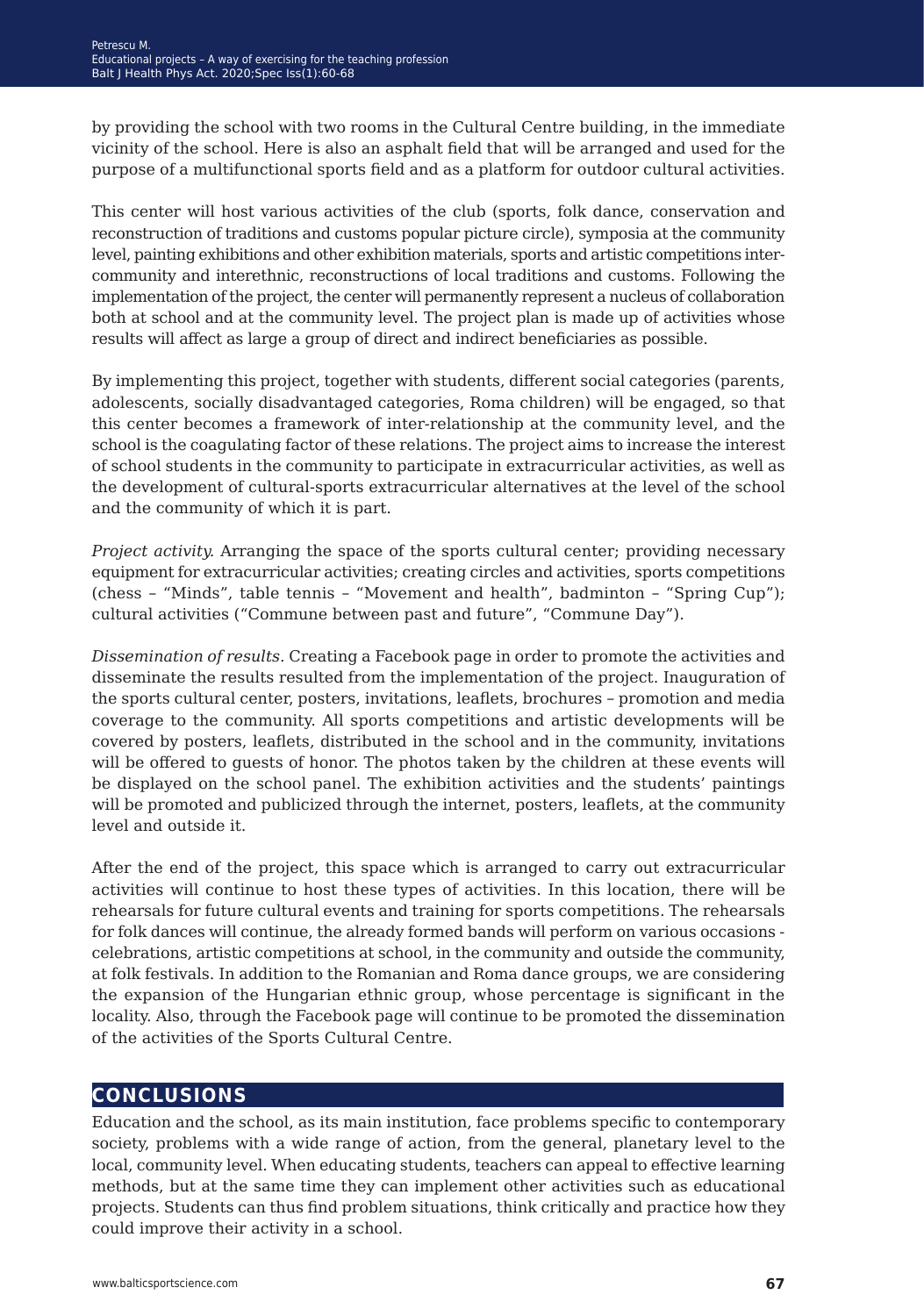by providing the school with two rooms in the Cultural Centre building, in the immediate vicinity of the school. Here is also an asphalt field that will be arranged and used for the purpose of a multifunctional sports field and as a platform for outdoor cultural activities.

This center will host various activities of the club (sports, folk dance, conservation and reconstruction of traditions and customs popular picture circle), symposia at the community level, painting exhibitions and other exhibition materials, sports and artistic competitions inter-community and interethnic, reconstructions of local traditions and customs. Following the implementation of the project, the center will permanently represent a nucleus of collaboration both at school and at the community level. The project plan is made up of activities whose results will affect as large a group of direct and indirect beneficiaries as possible.

By implementing this project, together with students, different social categories (parents, adolescents, socially disadvantaged categories, Roma children) will be engaged, so that this center becomes a framework of inter-relationship at the community level, and the school is the coagulating factor of these relations. The project aims to increase the interest of school students in the community to participate in extracurricular activities, as well as the development of cultural-sports extracurricular alternatives at the level of the school and the community of which it is part.

*Project activity.* Arranging the space of the sports cultural center; providing necessary equipment for extracurricular activities; creating circles and activities, sports competitions (chess – "Minds", table tennis – "Movement and health", badminton – "Spring Cup"); cultural activities ("Commune between past and future", "Commune Day").

*Dissemination of results.* Creating a Facebook page in order to promote the activities and disseminate the results resulted from the implementation of the project. Inauguration of the sports cultural center, posters, invitations, leaflets, brochures – promotion and media coverage to the community. All sports competitions and artistic developments will be covered by posters, leaflets, distributed in the school and in the community, invitations will be offered to guests of honor. The photos taken by the children at these events will be displayed on the school panel. The exhibition activities and the students' paintings will be promoted and publicized through the internet, posters, leaflets, at the community level and outside it.

After the end of the project, this space which is arranged to carry out extracurricular activities will continue to host these types of activities. In this location, there will be rehearsals for future cultural events and training for sports competitions. The rehearsals for folk dances will continue, the already formed bands will perform on various occasions - celebrations, artistic competitions at school, in the community and outside the community, at folk festivals. In addition to the Romanian and Roma dance groups, we are considering the expansion of the Hungarian ethnic group, whose percentage is significant in the locality. Also, through the Facebook page will continue to be promoted the dissemination of the activities of the Sports Cultural Centre.

## CONCLUSIONS

Education and the school, as its main institution, face problems specific to contemporary society, problems with a wide range of action, from the general, planetary level to the local, community level. When educating students, teachers can appeal to effective learning methods, but at the same time they can implement other activities such as educational projects. Students can thus find problem situations, think critically and practice how they could improve their activity in a school.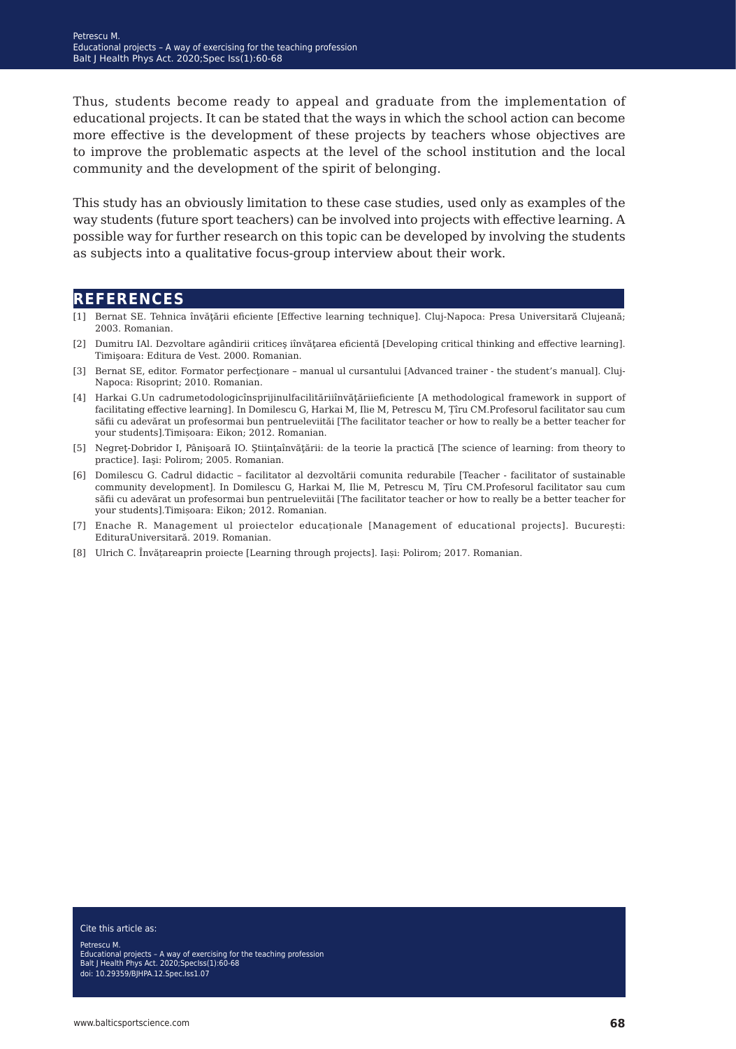Thus, students become ready to appeal and graduate from the implementation of educational projects. It can be stated that the ways in which the school action can become more effective is the development of these projects by teachers whose objectives are to improve the problematic aspects at the level of the school institution and the local community and the development of the spirit of belonging.

This study has an obviously limitation to these case studies, used only as examples of the way students (future sport teachers) can be involved into projects with effective learning. A possible way for further research on this topic can be developed by involving the students as subjects into a qualitative focus-group interview about their work.

## REFERENCES

[1] Bernat SE. Tehnica învăţării eficiente [Effective learning technique]. Cluj-Napoca: Presa Universitară Clujeană; 2003. Romanian.

[2] Dumitru IAl. Dezvoltare agândirii criticeş iînvăţarea eficientă [Developing critical thinking and effective learning]. Timişoara: Editura de Vest. 2000. Romanian.

[3] Bernat SE, editor. Formator perfecţionare – manual ul cursantului [Advanced trainer - the student's manual]. Cluj-Napoca: Risoprint; 2010. Romanian.

[4] Harkai G.Un cadrumetodologicînsprijinulfacilităriiînvăţăriieficiente [A methodological framework in support of facilitating effective learning]. In Domilescu G, Harkai M, Ilie M, Petrescu M, Țîru CM.Profesorul facilitator sau cum săfii cu adevărat un profesormai bun pentrueleviităi [The facilitator teacher or how to really be a better teacher for your students].Timișoara: Eikon; 2012. Romanian.

[5] Negreţ-Dobridor I, Pânişoară IO. Ştiinţaînvăţării: de la teorie la practică [The science of learning: from theory to practice]. Iaşi: Polirom; 2005. Romanian.

[6] Domilescu G. Cadrul didactic – facilitator al dezvoltării comunita redurabile [Teacher - facilitator of sustainable community development]. In Domilescu G, Harkai M, Ilie M, Petrescu M, Țîru CM.Profesorul facilitator sau cum săfii cu adevărat un profesormai bun pentrueleviităi [The facilitator teacher or how to really be a better teacher for your students].Timișoara: Eikon; 2012. Romanian.

[7] Enache R. Management ul proiectelor educaționale [Management of educational projects]. București: EdituraUniversitară. 2019. Romanian.

[8] Ulrich C. Învățareaprin proiecte [Learning through projects]. Iași: Polirom; 2017. Romanian.

Cite this article as:

Petrescu M.
Educational projects – A way of exercising for the teaching profession
Balt J Health Phys Act. 2020;SpecIss(1):60-68
doi: 10.29359/BJHPA.12.Spec.Iss1.07